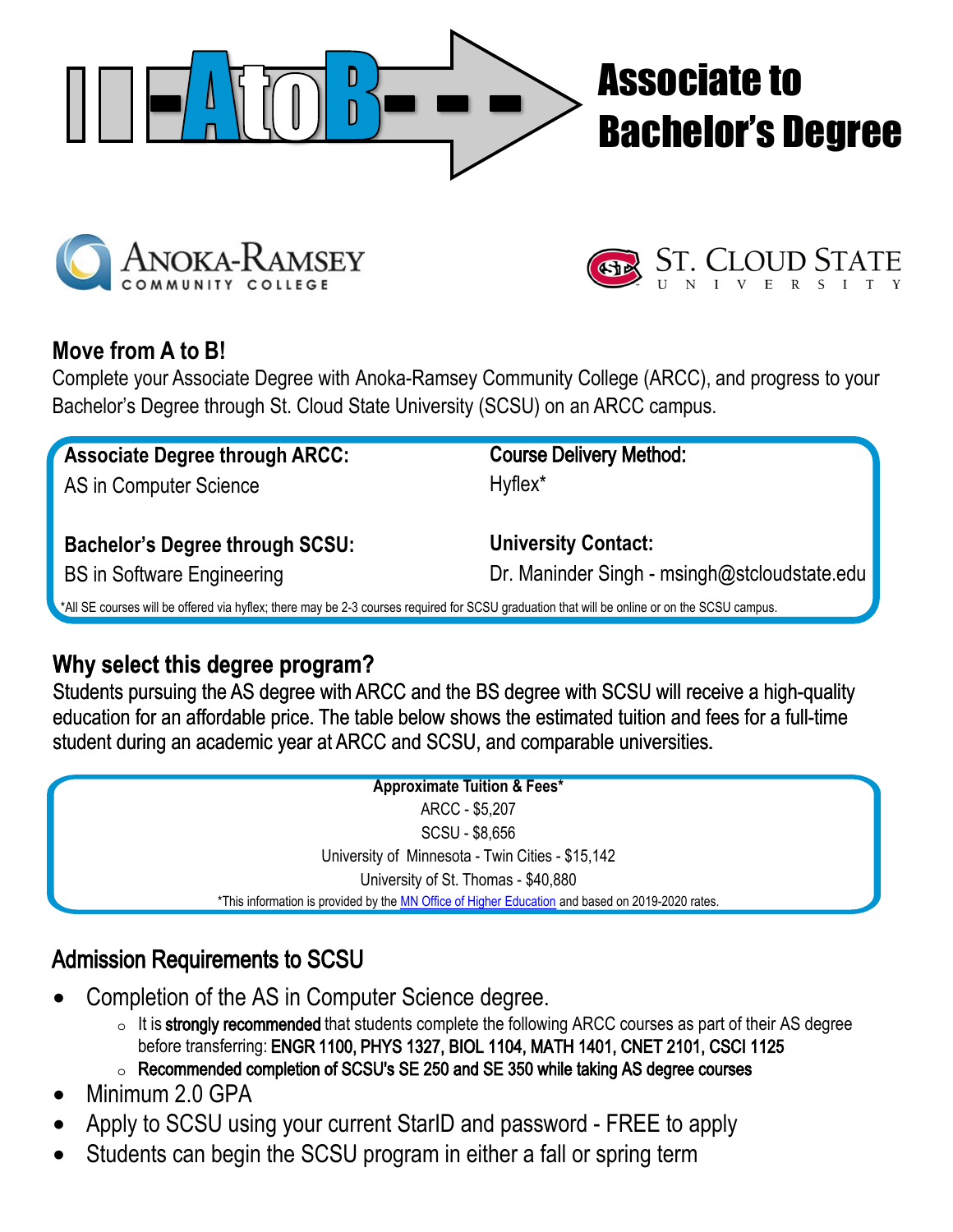# Associate to Bachelor's Degree

**AtoB**

Anoka-Ramsey Community College

St. Cloud State University

## Move from A to B!

Complete your Associate Degree with Anoka-Ramsey Community College (ARCC), and progress to your Bachelor's Degree through St. Cloud State University (SCSU) on an ARCC campus.

**Associate Degree through ARCC:**
AS in Computer Science

**Course Delivery Method:**
Hyflex*

**Bachelor's Degree through SCSU:**
BS in Software Engineering

**University Contact:**
Dr. Maninder Singh - msingh@stcloudstate.edu

*All SE courses will be offered via hyflex; there may be 2-3 courses required for SCSU graduation that will be online or on the SCSU campus.

## Why select this degree program?

Students pursuing the AS degree with ARCC and the BS degree with SCSU will receive a high-quality education for an affordable price. The table below shows the estimated tuition and fees for a full-time student during an academic year at ARCC and SCSU, and comparable universities.

**Approximate Tuition & Fees***

ARCC - $5,207

SCSU - $8,656

University of Minnesota - Twin Cities - $15,142

University of St. Thomas - $40,880

*This information is provided by the MN Office of Higher Education and based on 2019-2020 rates.

## Admission Requirements to SCSU

- Completion of the AS in Computer Science degree.
  - It is **strongly recommended** that students complete the following ARCC courses as part of their AS degree before transferring: **ENGR 1100, PHYS 1327, BIOL 1104, MATH 1401, CNET 2101, CSCI 1125**
  - **Recommended completion of SCSU's SE 250 and SE 350 while taking AS degree courses**
- Minimum 2.0 GPA
- Apply to SCSU using your current StarID and password - FREE to apply
- Students can begin the SCSU program in either a fall or spring term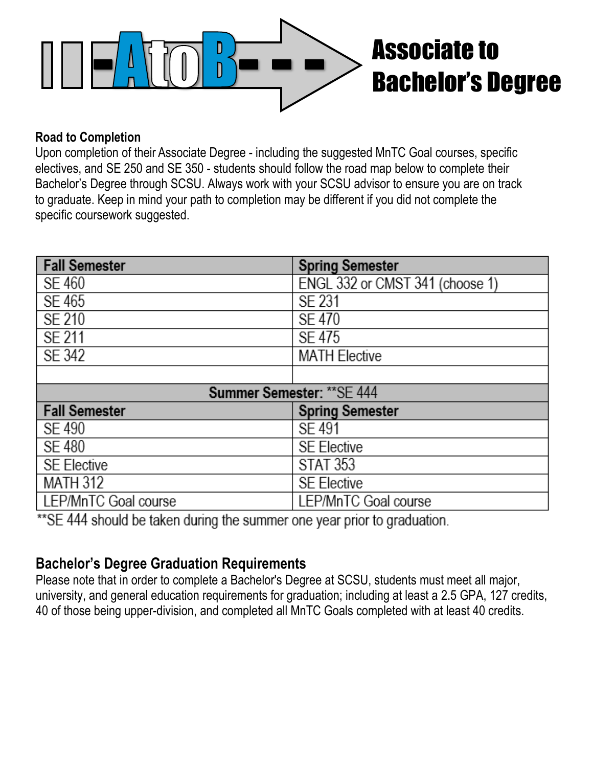# AtoB Associate to Bachelor's Degree

**Road to Completion**

Upon completion of their Associate Degree - including the suggested MnTC Goal courses, specific electives, and SE 250 and SE 350 - students should follow the road map below to complete their Bachelor's Degree through SCSU. Always work with your SCSU advisor to ensure you are on track to graduate. Keep in mind your path to completion may be different if you did not complete the specific coursework suggested.

| Fall Semester | Spring Semester |
|---|---|
| SE 460 | ENGL 332 or CMST 341 (choose 1) |
| SE 465 | SE 231 |
| SE 210 | SE 470 |
| SE 211 | SE 475 |
| SE 342 | MATH Elective |
| | |
| **Summer Semester:** **SE 444 | |
| **Fall Semester** | **Spring Semester** |
| SE 490 | SE 491 |
| SE 480 | SE Elective |
| SE Elective | STAT 353 |
| MATH 312 | SE Elective |
| LEP/MnTC Goal course | LEP/MnTC Goal course |

**SE 444 should be taken during the summer one year prior to graduation.

## Bachelor's Degree Graduation Requirements

Please note that in order to complete a Bachelor's Degree at SCSU, students must meet all major, university, and general education requirements for graduation; including at least a 2.5 GPA, 127 credits, 40 of those being upper-division, and completed all MnTC Goals completed with at least 40 credits.